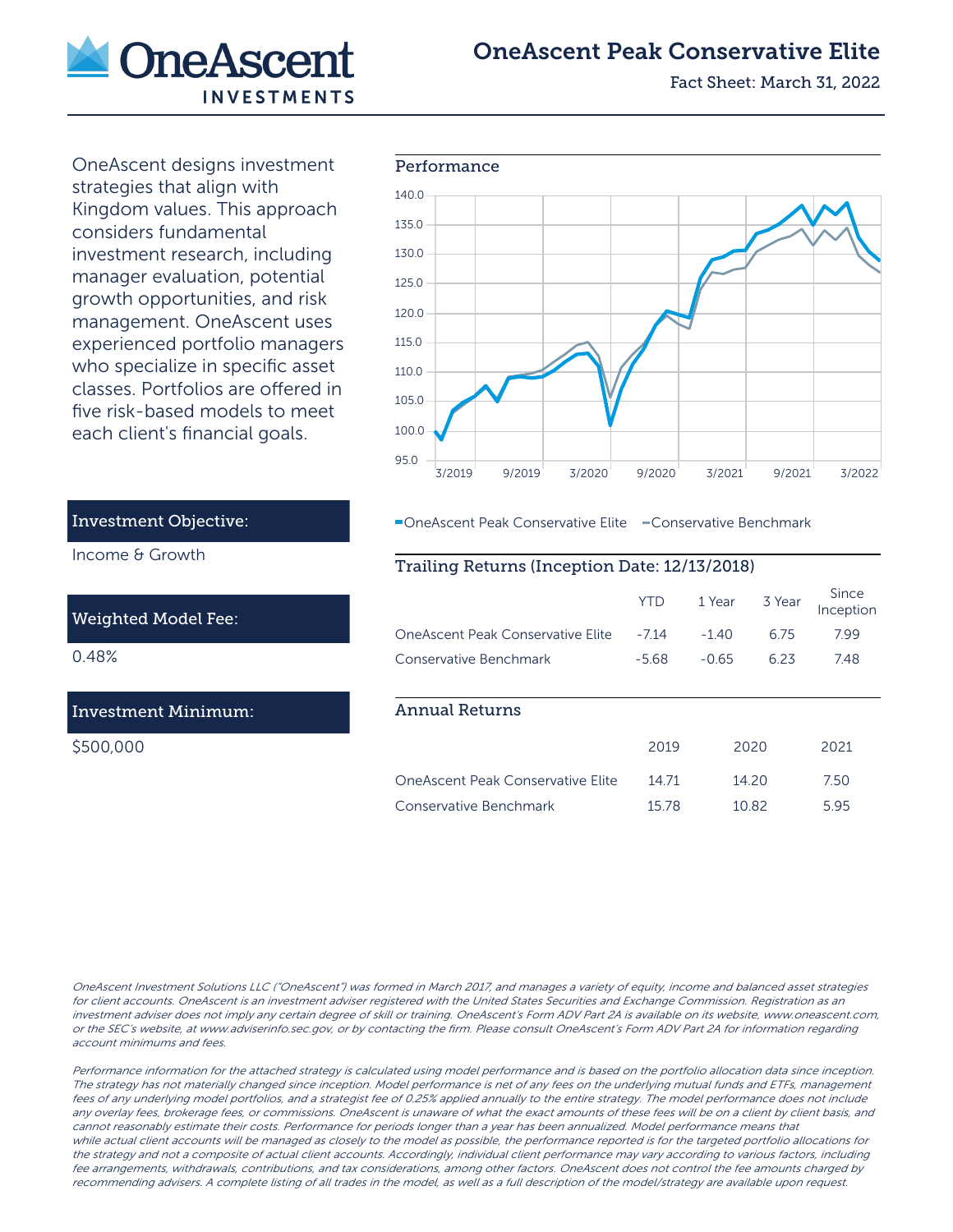# OneAscent Peak Conservative Elite

Fact Sheet: March 31, 2022

OneAscent designs investment strategies that align with Kingdom values. This approach considers fundamental investment research, including manager evaluation, potential growth opportunities, and risk management. OneAscent uses experienced portfolio managers who specialize in specific asset classes. Portfolios are offered in five risk-based models to meet each client's financial goals.

## Performance

OneAscent Peak Conservative Elite — Conservative Benchmark

### Investment Objective:

Income & Growth

### Weighted Model Fee:

0.48%

### Investment Minimum:

$500,000

## Trailing Returns (Inception Date: 12/13/2018)

| | YTD | 1 Year | 3 Year | Since Inception |
|---|---|---|---|---|
| OneAscent Peak Conservative Elite | -7.14 | -1.40 | 6.75 | 7.99 |
| Conservative Benchmark | -5.68 | -0.65 | 6.23 | 7.48 |

## Annual Returns

| | 2019 | 2020 | 2021 |
|---|---|---|---|
| OneAscent Peak Conservative Elite | 14.71 | 14.20 | 7.50 |
| Conservative Benchmark | 15.78 | 10.82 | 5.95 |

*OneAscent Investment Solutions LLC ("OneAscent") was formed in March 2017, and manages a variety of equity, income and balanced asset strategies for client accounts. OneAscent is an investment adviser registered with the United States Securities and Exchange Commission. Registration as an investment adviser does not imply any certain degree of skill or training. OneAscent's Form ADV Part 2A is available on its website, www.oneascent.com, or the SEC's website, at www.adviserinfo.sec.gov, or by contacting the firm. Please consult OneAscent's Form ADV Part 2A for information regarding account minimums and fees.*

*Performance information for the attached strategy is calculated using model performance and is based on the portfolio allocation data since inception. The strategy has not materially changed since inception. Model performance is net of any fees on the underlying mutual funds and ETFs, management fees of any underlying model portfolios, and a strategist fee of 0.25% applied annually to the entire strategy. The model performance does not include any overlay fees, brokerage fees, or commissions. OneAscent is unaware of what the exact amounts of these fees will be on a client by client basis, and cannot reasonably estimate their costs. Performance for periods longer than a year has been annualized. Model performance means that while actual client accounts will be managed as closely to the model as possible, the performance reported is for the targeted portfolio allocations for the strategy and not a composite of actual client accounts. Accordingly, individual client performance may vary according to various factors, including fee arrangements, withdrawals, contributions, and tax considerations, among other factors. OneAscent does not control the fee amounts charged by recommending advisers. A complete listing of all trades in the model, as well as a full description of the model/strategy are available upon request.*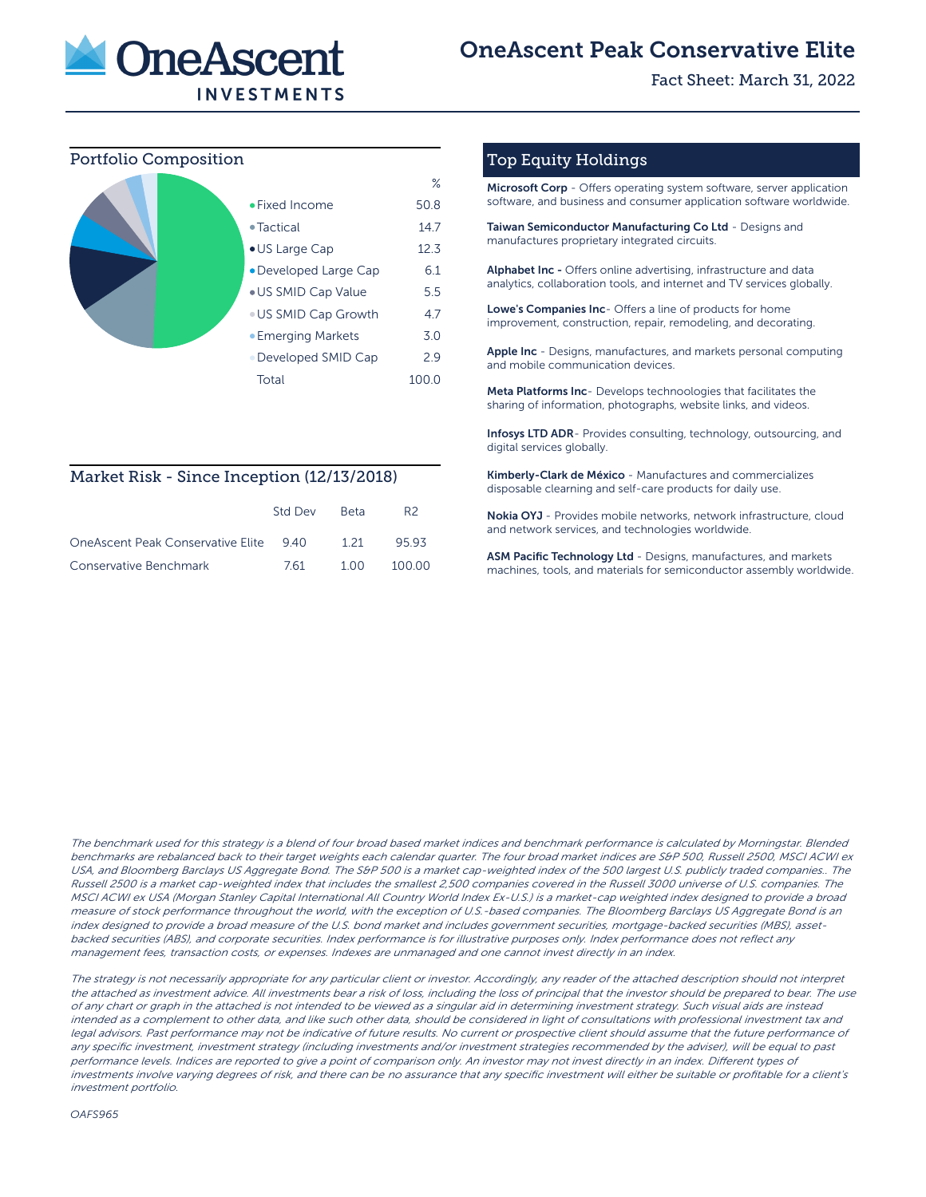# OneAscent Peak Conservative Elite

Fact Sheet: March 31, 2022

## Portfolio Composition

| | % |
|---|---|
| Fixed Income | 50.8 |
| Tactical | 14.7 |
| US Large Cap | 12.3 |
| Developed Large Cap | 6.1 |
| US SMID Cap Value | 5.5 |
| US SMID Cap Growth | 4.7 |
| Emerging Markets | 3.0 |
| Developed SMID Cap | 2.9 |
| Total | 100.0 |

## Market Risk - Since Inception (12/13/2018)

| | Std Dev | Beta | R2 |
|---|---|---|---|
| OneAscent Peak Conservative Elite | 9.40 | 1.21 | 95.93 |
| Conservative Benchmark | 7.61 | 1.00 | 100.00 |

## Top Equity Holdings

**Microsoft Corp** - Offers operating system software, server application software, and business and consumer application software worldwide.

**Taiwan Semiconductor Manufacturing Co Ltd** - Designs and manufactures proprietary integrated circuits.

**Alphabet Inc -** Offers online advertising, infrastructure and data analytics, collaboration tools, and internet and TV services globally.

**Lowe's Companies Inc**- Offers a line of products for home improvement, construction, repair, remodeling, and decorating.

**Apple Inc** - Designs, manufactures, and markets personal computing and mobile communication devices.

**Meta Platforms Inc**- Develops technoologies that facilitates the sharing of information, photographs, website links, and videos.

**Infosys LTD ADR**- Provides consulting, technology, outsourcing, and digital services globally.

**Kimberly-Clark de México** - Manufactures and commercializes disposable clearning and self-care products for daily use.

**Nokia OYJ** - Provides mobile networks, network infrastructure, cloud and network services, and technologies worldwide.

**ASM Pacific Technology Ltd** - Designs, manufactures, and markets machines, tools, and materials for semiconductor assembly worldwide.

*The benchmark used for this strategy is a blend of four broad based market indices and benchmark performance is calculated by Morningstar. Blended benchmarks are rebalanced back to their target weights each calendar quarter. The four broad market indices are S&P 500, Russell 2500, MSCI ACWI ex USA, and Bloomberg Barclays US Aggregate Bond. The S&P 500 is a market cap-weighted index of the 500 largest U.S. publicly traded companies.. The Russell 2500 is a market cap-weighted index that includes the smallest 2,500 companies covered in the Russell 3000 universe of U.S. companies. The MSCI ACWI ex USA (Morgan Stanley Capital International All Country World Index Ex-U.S.) is a market-cap weighted index designed to provide a broad measure of stock performance throughout the world, with the exception of U.S.-based companies. The Bloomberg Barclays US Aggregate Bond is an index designed to provide a broad measure of the U.S. bond market and includes government securities, mortgage-backed securities (MBS), asset-backed securities (ABS), and corporate securities. Index performance is for illustrative purposes only. Index performance does not reflect any management fees, transaction costs, or expenses. Indexes are unmanaged and one cannot invest directly in an index.*

*The strategy is not necessarily appropriate for any particular client or investor. Accordingly, any reader of the attached description should not interpret the attached as investment advice. All investments bear a risk of loss, including the loss of principal that the investor should be prepared to bear. The use of any chart or graph in the attached is not intended to be viewed as a singular aid in determining investment strategy. Such visual aids are instead intended as a complement to other data, and like such other data, should be considered in light of consultations with professional investment tax and legal advisors. Past performance may not be indicative of future results. No current or prospective client should assume that the future performance of any specific investment, investment strategy (including investments and/or investment strategies recommended by the adviser), will be equal to past performance levels. Indices are reported to give a point of comparison only. An investor may not invest directly in an index. Different types of investments involve varying degrees of risk, and there can be no assurance that any specific investment will either be suitable or profitable for a client's investment portfolio.*

*OAFS965*